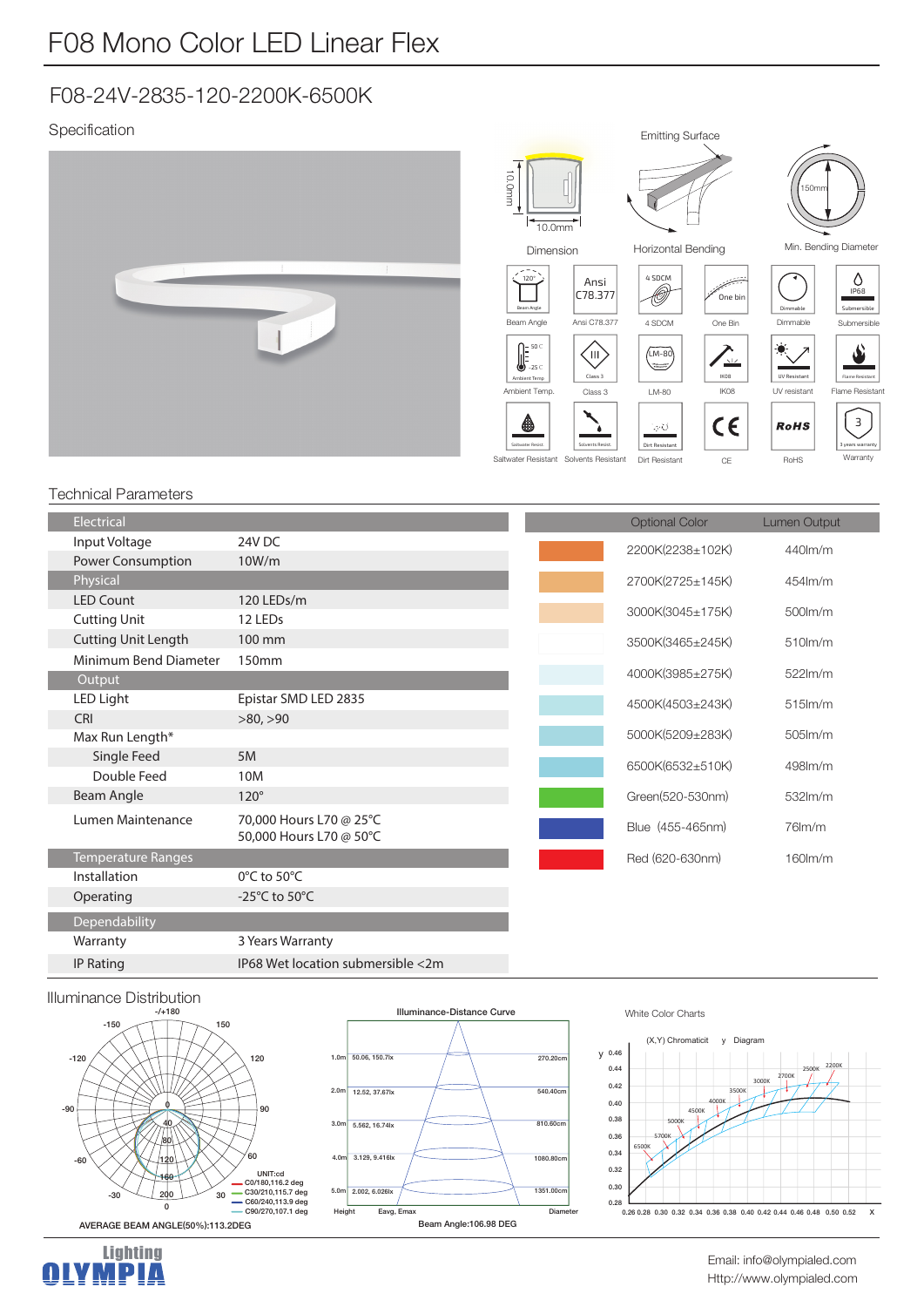# F08 Mono Color LED Linear Flex

## F08-24V-2835-120-2200K-6500K

### Specification

10.0mm
10.0mm
Dimension

Emitting Surface
Horizontal Bending

150mm
Min. Bending Diameter

Beam Angle | Ansi C78.377 | 4 SDCM | One Bin | Dimmable | Submersible

Ambient Temp. | Class 3 | LM-80 | IK08 | UV resistant | Flame Resistant

Saltwater Resistant | Solvents Resistant | Dirt Resistant | CE | RoHS | Warranty

### Technical Parameters

| Electrical | |
|---|---|
| Input Voltage | 24V DC |
| Power Consumption | 10W/m |
| **Physical** | |
| LED Count | 120 LEDs/m |
| Cutting Unit | 12 LEDs |
| Cutting Unit Length | 100 mm |
| Minimum Bend Diameter | 150mm |
| **Output** | |
| LED Light | Epistar SMD LED 2835 |
| CRI | >80, >90 |
| Max Run Length* | |
| Single Feed | 5M |
| Double Feed | 10M |
| Beam Angle | 120° |
| Lumen Maintenance | 70,000 Hours L70 @ 25°C<br>50,000 Hours L70 @ 50°C |
| **Temperature Ranges** | |
| Installation | 0°C to 50°C |
| Operating | -25°C to 50°C |
| **Dependability** | |
| Warranty | 3 Years Warranty |
| IP Rating | IP68 Wet location submersible <2m |

| Optional Color | Lumen Output |
|---|---|
| 2200K(2238±102K) | 440lm/m |
| 2700K(2725±145K) | 454lm/m |
| 3000K(3045±175K) | 500lm/m |
| 3500K(3465±245K) | 510lm/m |
| 4000K(3985±275K) | 522lm/m |
| 4500K(4503±243K) | 515lm/m |
| 5000K(5209±283K) | 505lm/m |
| 6500K(6532±510K) | 498lm/m |
| Green(520-530nm) | 532lm/m |
| Blue (455-465nm) | 76lm/m |
| Red (620-630nm) | 160lm/m |

### Illuminance Distribution

UNIT:cd
C0/180,116.2 deg
C30/210,115.7 deg
C60/240,113.9 deg
C90/270,107.1 deg

AVERAGE BEAM ANGLE(50%):113.2DEG

**Illuminance-Distance Curve**

| Height | Eavg, Emax | Diameter |
|---|---|---|
| 1.0m | 50.06, 150.7lx | 270.20cm |
| 2.0m | 12.52, 37.67lx | 540.40cm |
| 3.0m | 5.562, 16.74lx | 810.60cm |
| 4.0m | 3.129, 9.416lx | 1080.80cm |
| 5.0m | 2.002, 6.026lx | 1351.00cm |

Beam Angle:106.98 DEG

White Color Charts

(X,Y) Chromaticit y Diagram

Lighting OLYMPIA

Email: info@olympialed.com
Http://www.olympialed.com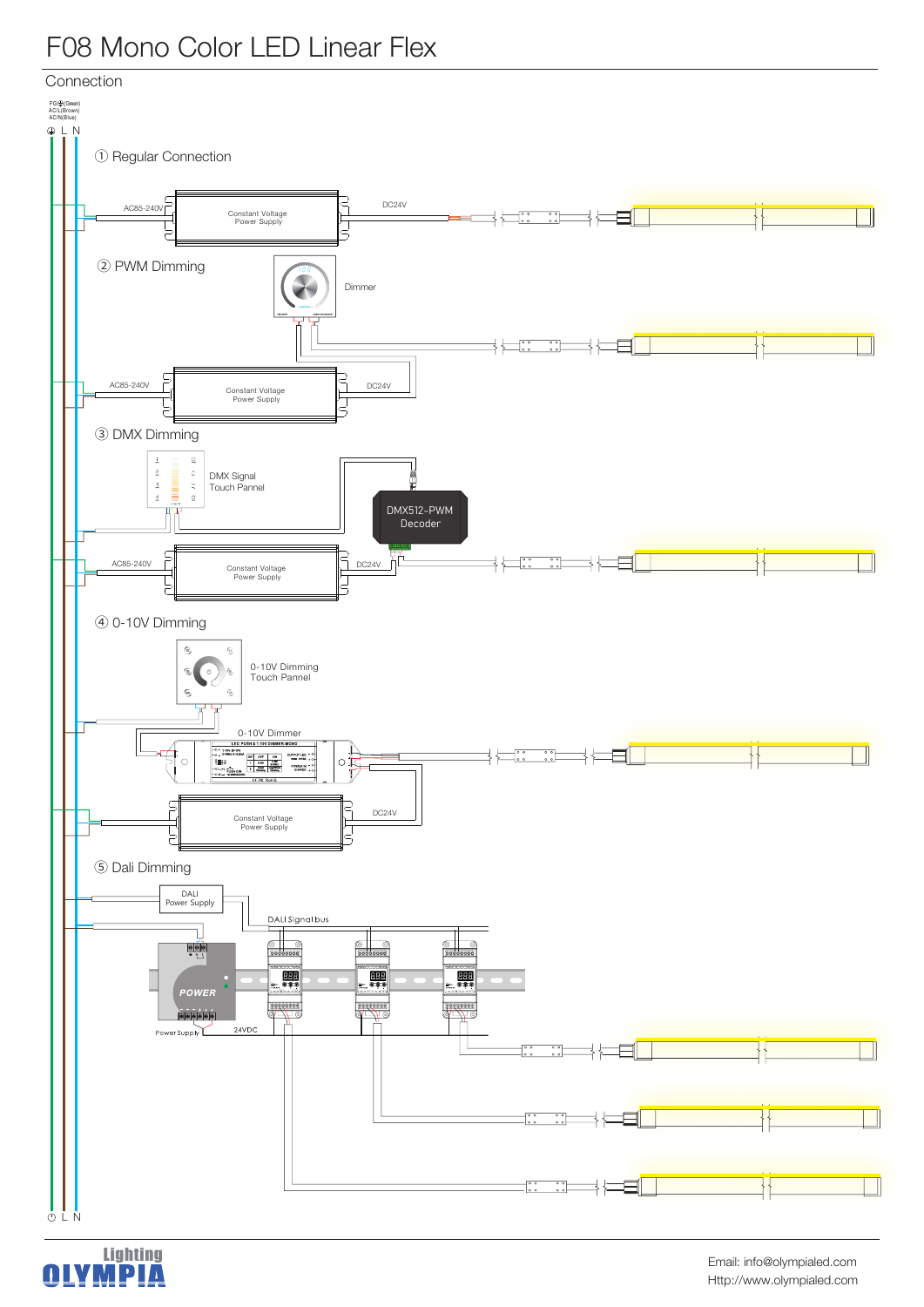# F08 Mono Color LED Linear Flex

## Connection

FG⏚(Green)
AC/L(Brown)
AC/N(Blue)

⏚ L N

① Regular Connection

AC85-240V

Constant Voltage
Power Supply

DC24V

② PWM Dimming

Dimmer

AC85-240V

Constant Voltage
Power Supply

DC24V

③ DMX Dimming

DMX Signal
Touch Pannel

DMX512-PWM
Decoder

AC85-240V

Constant Voltage
Power Supply

DC24V

④ 0-10V Dimming

0-10V Dimming
Touch Pannel

0-10V Dimmer

Constant Voltage
Power Supply

DC24V

⑤ Dali Dimming

DALI
Power Supply

DALI Signal bus

POWER

Power Supply

24VDC

⏚ L N

Email: info@olympialed.com
Http://www.olympialed.com